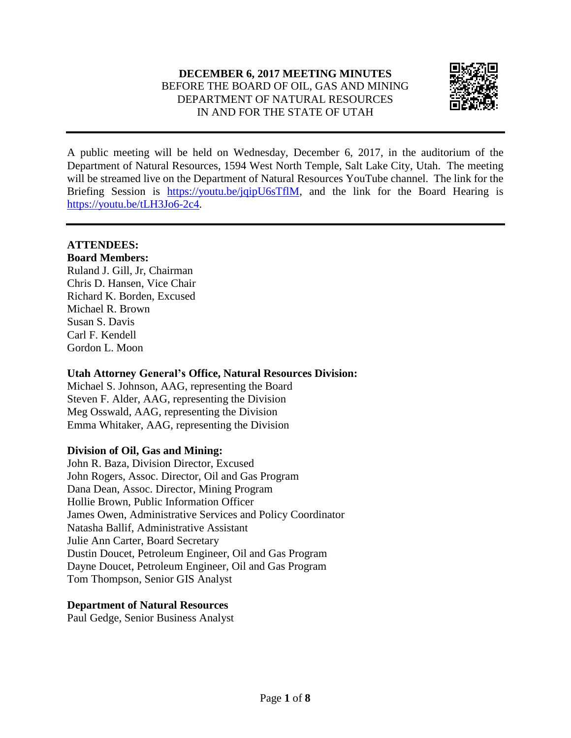# DECEMBER 6, 2017 MEETING MINUTES

BEFORE THE BOARD OF OIL, GAS AND MINING
DEPARTMENT OF NATURAL RESOURCES
IN AND FOR THE STATE OF UTAH

---

A public meeting will be held on Wednesday, December 6, 2017, in the auditorium of the Department of Natural Resources, 1594 West North Temple, Salt Lake City, Utah. The meeting will be streamed live on the Department of Natural Resources YouTube channel. The link for the Briefing Session is https://youtu.be/jqipU6sTflM, and the link for the Board Hearing is https://youtu.be/tLH3Jo6-2c4.

---

**ATTENDEES:**

**Board Members:**

Ruland J. Gill, Jr, Chairman
Chris D. Hansen, Vice Chair
Richard K. Borden, Excused
Michael R. Brown
Susan S. Davis
Carl F. Kendell
Gordon L. Moon

**Utah Attorney General's Office, Natural Resources Division:**

Michael S. Johnson, AAG, representing the Board
Steven F. Alder, AAG, representing the Division
Meg Osswald, AAG, representing the Division
Emma Whitaker, AAG, representing the Division

**Division of Oil, Gas and Mining:**

John R. Baza, Division Director, Excused
John Rogers, Assoc. Director, Oil and Gas Program
Dana Dean, Assoc. Director, Mining Program
Hollie Brown, Public Information Officer
James Owen, Administrative Services and Policy Coordinator
Natasha Ballif, Administrative Assistant
Julie Ann Carter, Board Secretary
Dustin Doucet, Petroleum Engineer, Oil and Gas Program
Dayne Doucet, Petroleum Engineer, Oil and Gas Program
Tom Thompson, Senior GIS Analyst

**Department of Natural Resources**

Paul Gedge, Senior Business Analyst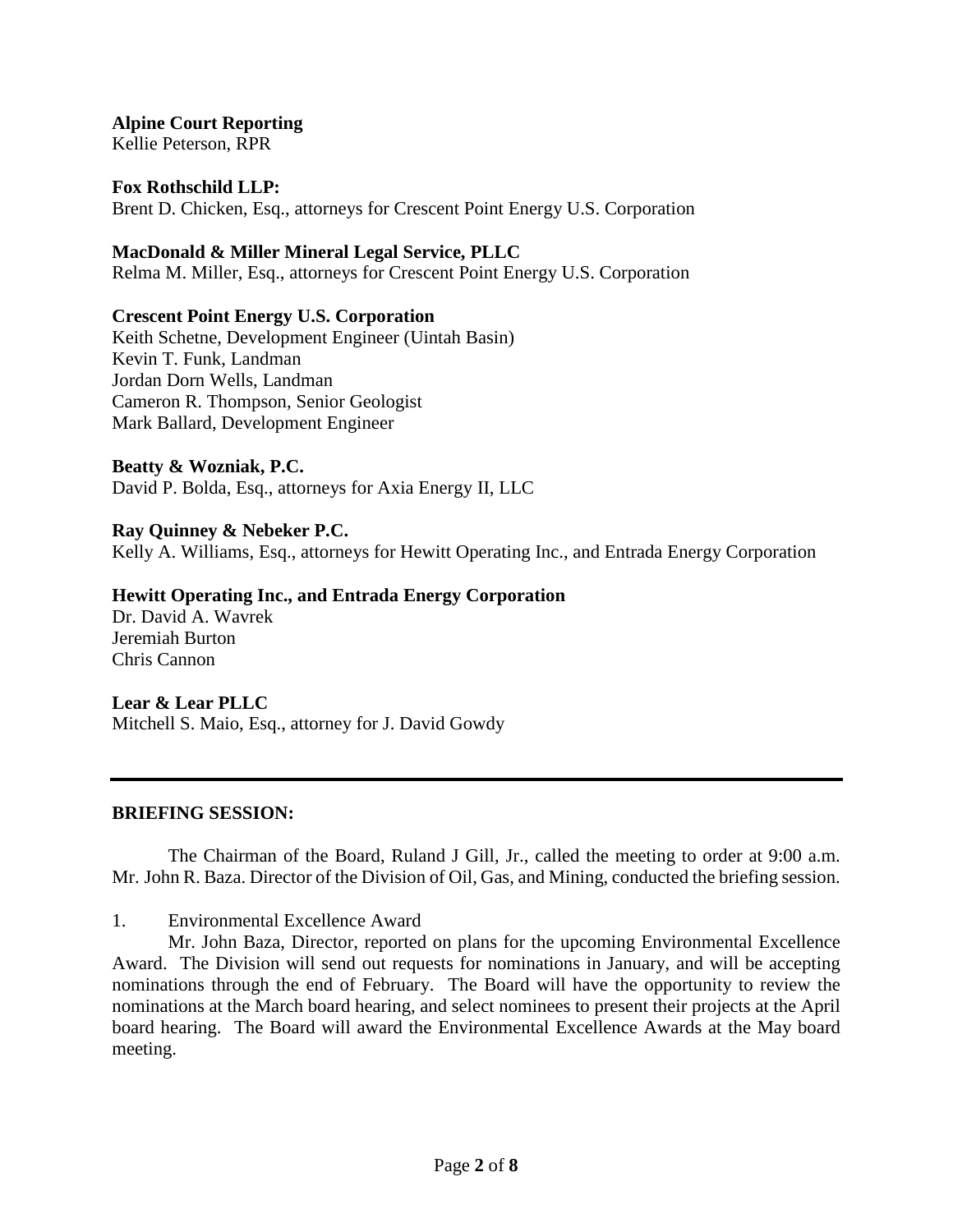**Alpine Court Reporting**
Kellie Peterson, RPR

**Fox Rothschild LLP:**
Brent D. Chicken, Esq., attorneys for Crescent Point Energy U.S. Corporation

**MacDonald & Miller Mineral Legal Service, PLLC**
Relma M. Miller, Esq., attorneys for Crescent Point Energy U.S. Corporation

**Crescent Point Energy U.S. Corporation**
Keith Schetne, Development Engineer (Uintah Basin)
Kevin T. Funk, Landman
Jordan Dorn Wells, Landman
Cameron R. Thompson, Senior Geologist
Mark Ballard, Development Engineer

**Beatty & Wozniak, P.C.**
David P. Bolda, Esq., attorneys for Axia Energy II, LLC

**Ray Quinney & Nebeker P.C.**
Kelly A. Williams, Esq., attorneys for Hewitt Operating Inc., and Entrada Energy Corporation

**Hewitt Operating Inc., and Entrada Energy Corporation**
Dr. David A. Wavrek
Jeremiah Burton
Chris Cannon

**Lear & Lear PLLC**
Mitchell S. Maio, Esq., attorney for J. David Gowdy

---

**BRIEFING SESSION:**

The Chairman of the Board, Ruland J Gill, Jr., called the meeting to order at 9:00 a.m. Mr. John R. Baza. Director of the Division of Oil, Gas, and Mining, conducted the briefing session.

1. Environmental Excellence Award

Mr. John Baza, Director, reported on plans for the upcoming Environmental Excellence Award. The Division will send out requests for nominations in January, and will be accepting nominations through the end of February. The Board will have the opportunity to review the nominations at the March board hearing, and select nominees to present their projects at the April board hearing. The Board will award the Environmental Excellence Awards at the May board meeting.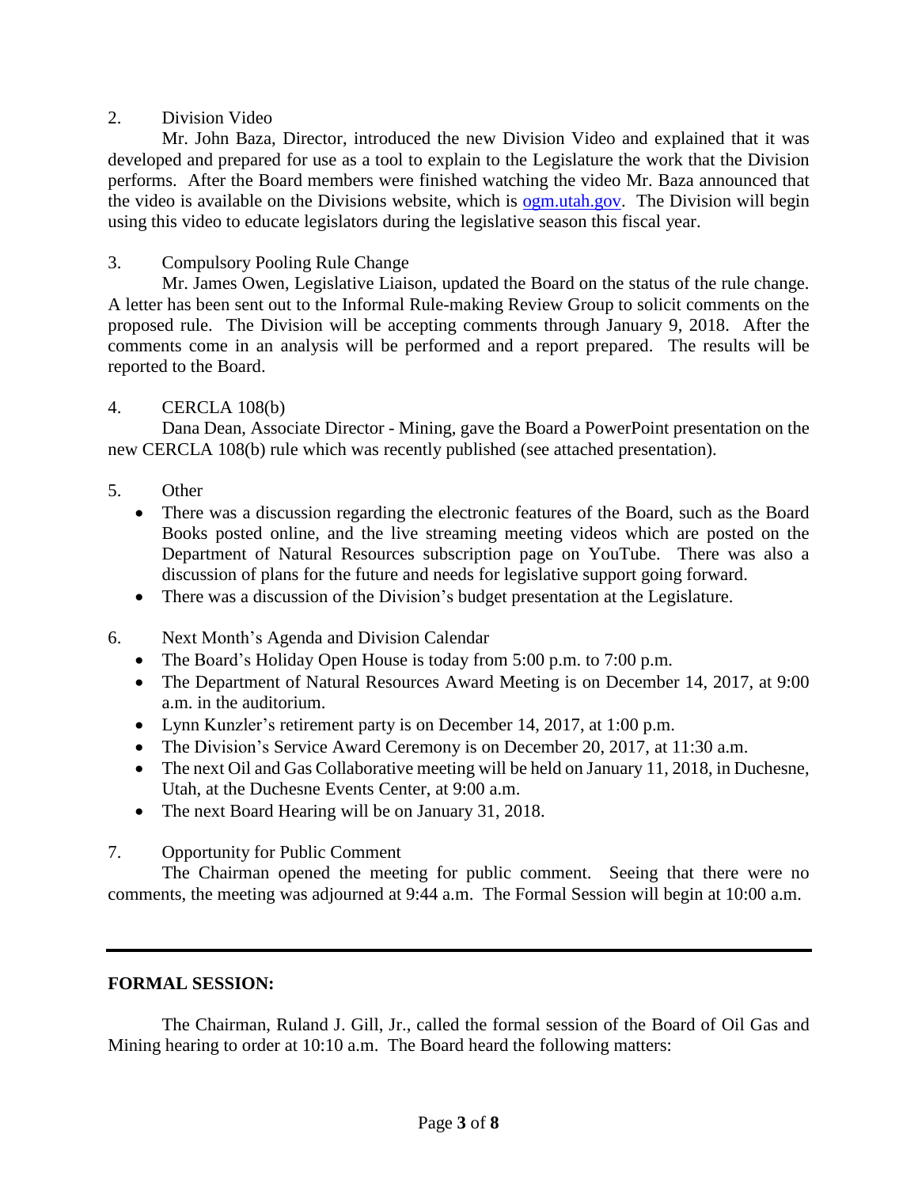2. Division Video

Mr. John Baza, Director, introduced the new Division Video and explained that it was developed and prepared for use as a tool to explain to the Legislature the work that the Division performs. After the Board members were finished watching the video Mr. Baza announced that the video is available on the Divisions website, which is [ogm.utah.gov](ogm.utah.gov). The Division will begin using this video to educate legislators during the legislative season this fiscal year.

3. Compulsory Pooling Rule Change

Mr. James Owen, Legislative Liaison, updated the Board on the status of the rule change. A letter has been sent out to the Informal Rule-making Review Group to solicit comments on the proposed rule. The Division will be accepting comments through January 9, 2018. After the comments come in an analysis will be performed and a report prepared. The results will be reported to the Board.

4. CERCLA 108(b)

Dana Dean, Associate Director - Mining, gave the Board a PowerPoint presentation on the new CERCLA 108(b) rule which was recently published (see attached presentation).

5. Other

- There was a discussion regarding the electronic features of the Board, such as the Board Books posted online, and the live streaming meeting videos which are posted on the Department of Natural Resources subscription page on YouTube. There was also a discussion of plans for the future and needs for legislative support going forward.
- There was a discussion of the Division's budget presentation at the Legislature.

6. Next Month's Agenda and Division Calendar

- The Board's Holiday Open House is today from 5:00 p.m. to 7:00 p.m.
- The Department of Natural Resources Award Meeting is on December 14, 2017, at 9:00 a.m. in the auditorium.
- Lynn Kunzler's retirement party is on December 14, 2017, at 1:00 p.m.
- The Division's Service Award Ceremony is on December 20, 2017, at 11:30 a.m.
- The next Oil and Gas Collaborative meeting will be held on January 11, 2018, in Duchesne, Utah, at the Duchesne Events Center, at 9:00 a.m.
- The next Board Hearing will be on January 31, 2018.

7. Opportunity for Public Comment

The Chairman opened the meeting for public comment. Seeing that there were no comments, the meeting was adjourned at 9:44 a.m. The Formal Session will begin at 10:00 a.m.

---

**FORMAL SESSION:**

The Chairman, Ruland J. Gill, Jr., called the formal session of the Board of Oil Gas and Mining hearing to order at 10:10 a.m. The Board heard the following matters: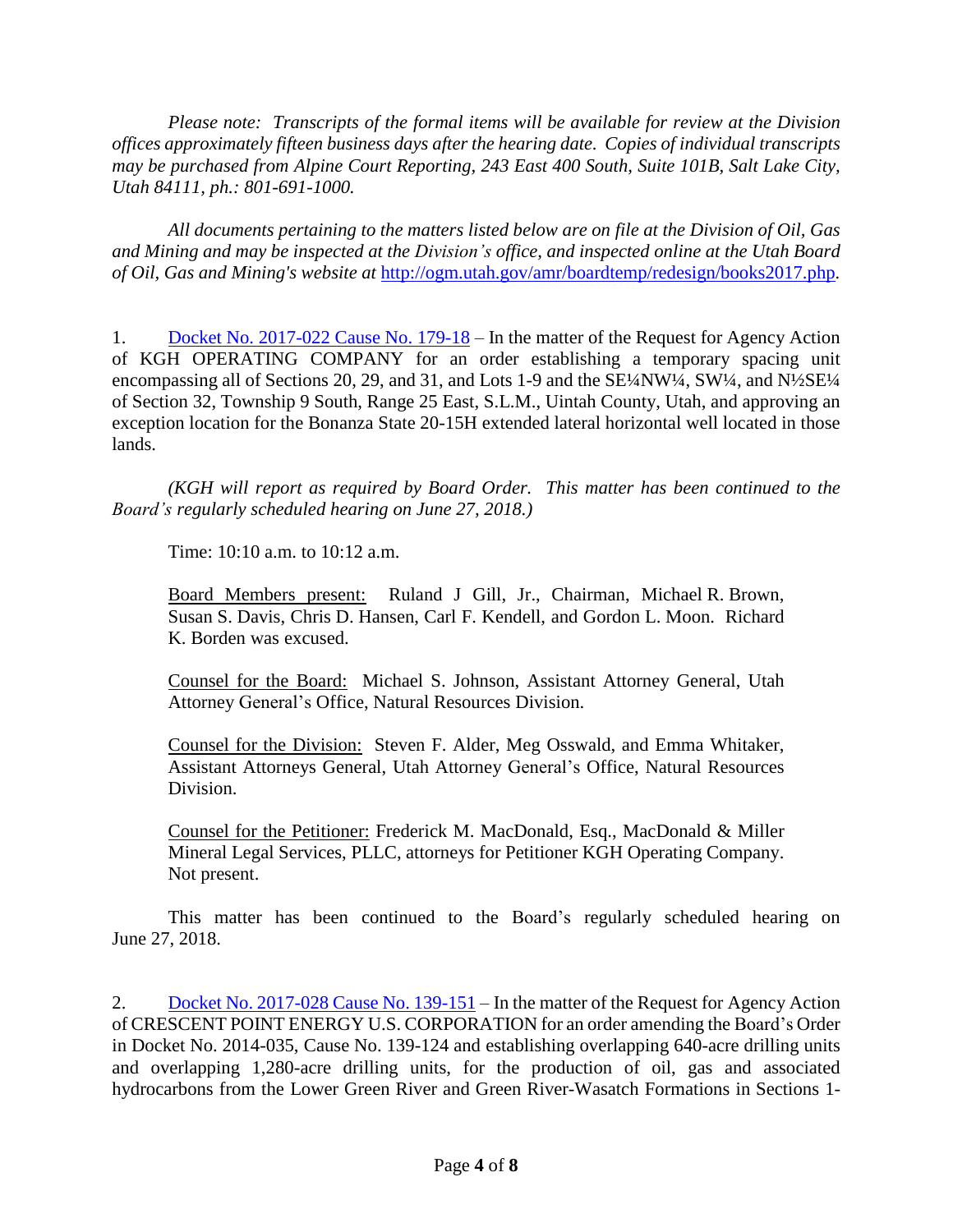*Please note: Transcripts of the formal items will be available for review at the Division offices approximately fifteen business days after the hearing date. Copies of individual transcripts may be purchased from Alpine Court Reporting, 243 East 400 South, Suite 101B, Salt Lake City, Utah 84111, ph.: 801-691-1000.*

*All documents pertaining to the matters listed below are on file at the Division of Oil, Gas and Mining and may be inspected at the Division's office, and inspected online at the Utah Board of Oil, Gas and Mining's website at* http://ogm.utah.gov/amr/boardtemp/redesign/books2017.php*.*

1. Docket No. 2017-022 Cause No. 179-18 – In the matter of the Request for Agency Action of KGH OPERATING COMPANY for an order establishing a temporary spacing unit encompassing all of Sections 20, 29, and 31, and Lots 1-9 and the SE¼NW¼, SW¼, and N½SE¼ of Section 32, Township 9 South, Range 25 East, S.L.M., Uintah County, Utah, and approving an exception location for the Bonanza State 20-15H extended lateral horizontal well located in those lands.

*(KGH will report as required by Board Order. This matter has been continued to the Board's regularly scheduled hearing on June 27, 2018.)*

Time: 10:10 a.m. to 10:12 a.m.

Board Members present: Ruland J Gill, Jr., Chairman, Michael R. Brown, Susan S. Davis, Chris D. Hansen, Carl F. Kendell, and Gordon L. Moon. Richard K. Borden was excused.

Counsel for the Board: Michael S. Johnson, Assistant Attorney General, Utah Attorney General's Office, Natural Resources Division.

Counsel for the Division: Steven F. Alder, Meg Osswald, and Emma Whitaker, Assistant Attorneys General, Utah Attorney General's Office, Natural Resources Division.

Counsel for the Petitioner: Frederick M. MacDonald, Esq., MacDonald & Miller Mineral Legal Services, PLLC, attorneys for Petitioner KGH Operating Company. Not present.

This matter has been continued to the Board's regularly scheduled hearing on June 27, 2018.

2. Docket No. 2017-028 Cause No. 139-151 – In the matter of the Request for Agency Action of CRESCENT POINT ENERGY U.S. CORPORATION for an order amending the Board's Order in Docket No. 2014-035, Cause No. 139-124 and establishing overlapping 640-acre drilling units and overlapping 1,280-acre drilling units, for the production of oil, gas and associated hydrocarbons from the Lower Green River and Green River-Wasatch Formations in Sections 1-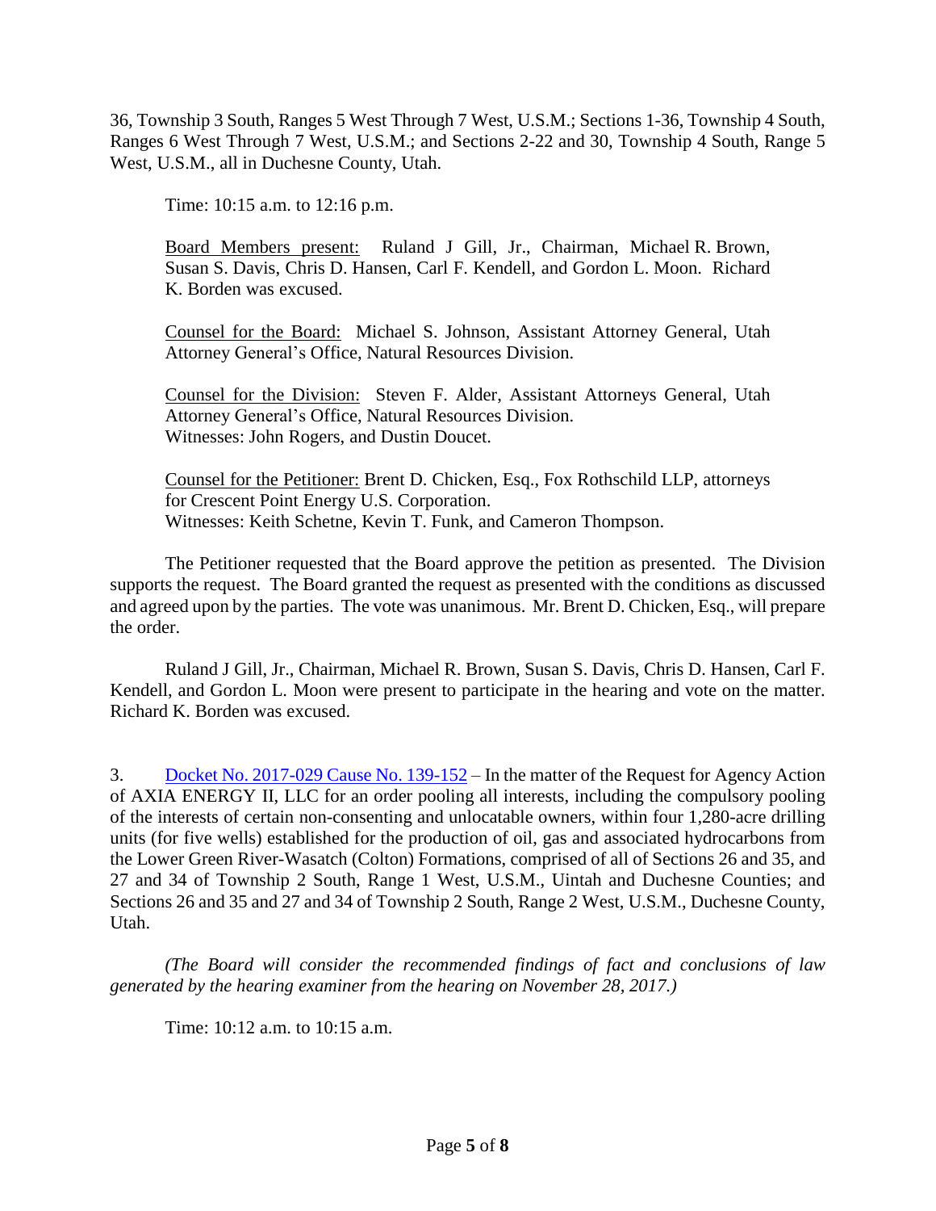36, Township 3 South, Ranges 5 West Through 7 West, U.S.M.; Sections 1-36, Township 4 South, Ranges 6 West Through 7 West, U.S.M.; and Sections 2-22 and 30, Township 4 South, Range 5 West, U.S.M., all in Duchesne County, Utah.

Time: 10:15 a.m. to 12:16 p.m.

Board Members present: Ruland J Gill, Jr., Chairman, Michael R. Brown, Susan S. Davis, Chris D. Hansen, Carl F. Kendell, and Gordon L. Moon. Richard K. Borden was excused.

Counsel for the Board: Michael S. Johnson, Assistant Attorney General, Utah Attorney General's Office, Natural Resources Division.

Counsel for the Division: Steven F. Alder, Assistant Attorneys General, Utah Attorney General's Office, Natural Resources Division.
Witnesses: John Rogers, and Dustin Doucet.

Counsel for the Petitioner: Brent D. Chicken, Esq., Fox Rothschild LLP, attorneys for Crescent Point Energy U.S. Corporation.
Witnesses: Keith Schetne, Kevin T. Funk, and Cameron Thompson.

The Petitioner requested that the Board approve the petition as presented. The Division supports the request. The Board granted the request as presented with the conditions as discussed and agreed upon by the parties. The vote was unanimous. Mr. Brent D. Chicken, Esq., will prepare the order.

Ruland J Gill, Jr., Chairman, Michael R. Brown, Susan S. Davis, Chris D. Hansen, Carl F. Kendell, and Gordon L. Moon were present to participate in the hearing and vote on the matter. Richard K. Borden was excused.

3. Docket No. 2017-029 Cause No. 139-152 – In the matter of the Request for Agency Action of AXIA ENERGY II, LLC for an order pooling all interests, including the compulsory pooling of the interests of certain non-consenting and unlocatable owners, within four 1,280-acre drilling units (for five wells) established for the production of oil, gas and associated hydrocarbons from the Lower Green River-Wasatch (Colton) Formations, comprised of all of Sections 26 and 35, and 27 and 34 of Township 2 South, Range 1 West, U.S.M., Uintah and Duchesne Counties; and Sections 26 and 35 and 27 and 34 of Township 2 South, Range 2 West, U.S.M., Duchesne County, Utah.

*(The Board will consider the recommended findings of fact and conclusions of law generated by the hearing examiner from the hearing on November 28, 2017.)*

Time: 10:12 a.m. to 10:15 a.m.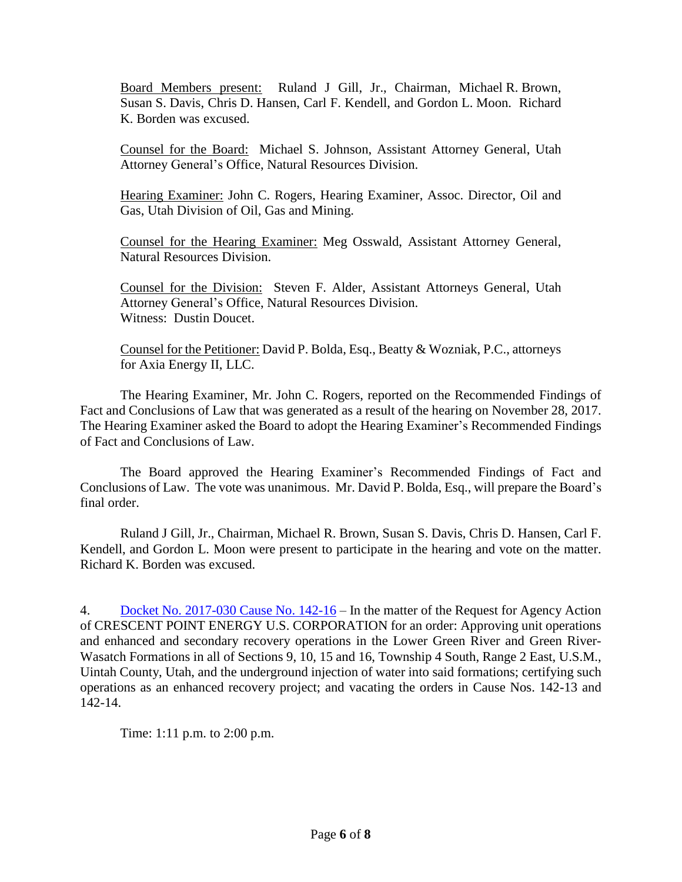Board Members present: Ruland J Gill, Jr., Chairman, Michael R. Brown, Susan S. Davis, Chris D. Hansen, Carl F. Kendell, and Gordon L. Moon. Richard K. Borden was excused.

Counsel for the Board: Michael S. Johnson, Assistant Attorney General, Utah Attorney General's Office, Natural Resources Division.

Hearing Examiner: John C. Rogers, Hearing Examiner, Assoc. Director, Oil and Gas, Utah Division of Oil, Gas and Mining.

Counsel for the Hearing Examiner: Meg Osswald, Assistant Attorney General, Natural Resources Division.

Counsel for the Division: Steven F. Alder, Assistant Attorneys General, Utah Attorney General's Office, Natural Resources Division.
Witness: Dustin Doucet.

Counsel for the Petitioner: David P. Bolda, Esq., Beatty & Wozniak, P.C., attorneys for Axia Energy II, LLC.

The Hearing Examiner, Mr. John C. Rogers, reported on the Recommended Findings of Fact and Conclusions of Law that was generated as a result of the hearing on November 28, 2017. The Hearing Examiner asked the Board to adopt the Hearing Examiner's Recommended Findings of Fact and Conclusions of Law.

The Board approved the Hearing Examiner's Recommended Findings of Fact and Conclusions of Law. The vote was unanimous. Mr. David P. Bolda, Esq., will prepare the Board's final order.

Ruland J Gill, Jr., Chairman, Michael R. Brown, Susan S. Davis, Chris D. Hansen, Carl F. Kendell, and Gordon L. Moon were present to participate in the hearing and vote on the matter. Richard K. Borden was excused.

4. Docket No. 2017-030 Cause No. 142-16 – In the matter of the Request for Agency Action of CRESCENT POINT ENERGY U.S. CORPORATION for an order: Approving unit operations and enhanced and secondary recovery operations in the Lower Green River and Green River-Wasatch Formations in all of Sections 9, 10, 15 and 16, Township 4 South, Range 2 East, U.S.M., Uintah County, Utah, and the underground injection of water into said formations; certifying such operations as an enhanced recovery project; and vacating the orders in Cause Nos. 142-13 and 142-14.

Time: 1:11 p.m. to 2:00 p.m.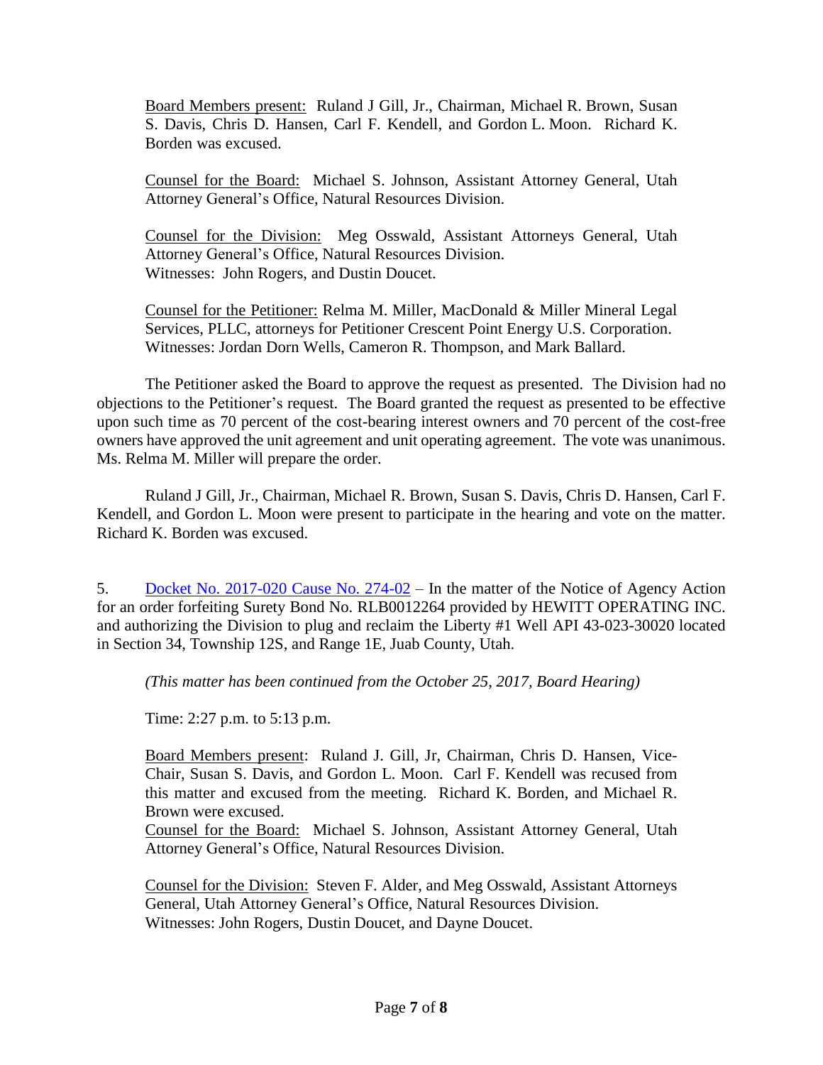Board Members present: Ruland J Gill, Jr., Chairman, Michael R. Brown, Susan S. Davis, Chris D. Hansen, Carl F. Kendell, and Gordon L. Moon. Richard K. Borden was excused.

Counsel for the Board: Michael S. Johnson, Assistant Attorney General, Utah Attorney General's Office, Natural Resources Division.

Counsel for the Division: Meg Osswald, Assistant Attorneys General, Utah Attorney General's Office, Natural Resources Division.
Witnesses: John Rogers, and Dustin Doucet.

Counsel for the Petitioner: Relma M. Miller, MacDonald & Miller Mineral Legal Services, PLLC, attorneys for Petitioner Crescent Point Energy U.S. Corporation.
Witnesses: Jordan Dorn Wells, Cameron R. Thompson, and Mark Ballard.

The Petitioner asked the Board to approve the request as presented. The Division had no objections to the Petitioner's request. The Board granted the request as presented to be effective upon such time as 70 percent of the cost-bearing interest owners and 70 percent of the cost-free owners have approved the unit agreement and unit operating agreement. The vote was unanimous. Ms. Relma M. Miller will prepare the order.

Ruland J Gill, Jr., Chairman, Michael R. Brown, Susan S. Davis, Chris D. Hansen, Carl F. Kendell, and Gordon L. Moon were present to participate in the hearing and vote on the matter. Richard K. Borden was excused.

5. Docket No. 2017-020 Cause No. 274-02 – In the matter of the Notice of Agency Action for an order forfeiting Surety Bond No. RLB0012264 provided by HEWITT OPERATING INC. and authorizing the Division to plug and reclaim the Liberty #1 Well API 43-023-30020 located in Section 34, Township 12S, and Range 1E, Juab County, Utah.

*(This matter has been continued from the October 25, 2017, Board Hearing)*

Time: 2:27 p.m. to 5:13 p.m.

Board Members present: Ruland J. Gill, Jr, Chairman, Chris D. Hansen, Vice-Chair, Susan S. Davis, and Gordon L. Moon. Carl F. Kendell was recused from this matter and excused from the meeting. Richard K. Borden, and Michael R. Brown were excused.

Counsel for the Board: Michael S. Johnson, Assistant Attorney General, Utah Attorney General's Office, Natural Resources Division.

Counsel for the Division: Steven F. Alder, and Meg Osswald, Assistant Attorneys General, Utah Attorney General's Office, Natural Resources Division.
Witnesses: John Rogers, Dustin Doucet, and Dayne Doucet.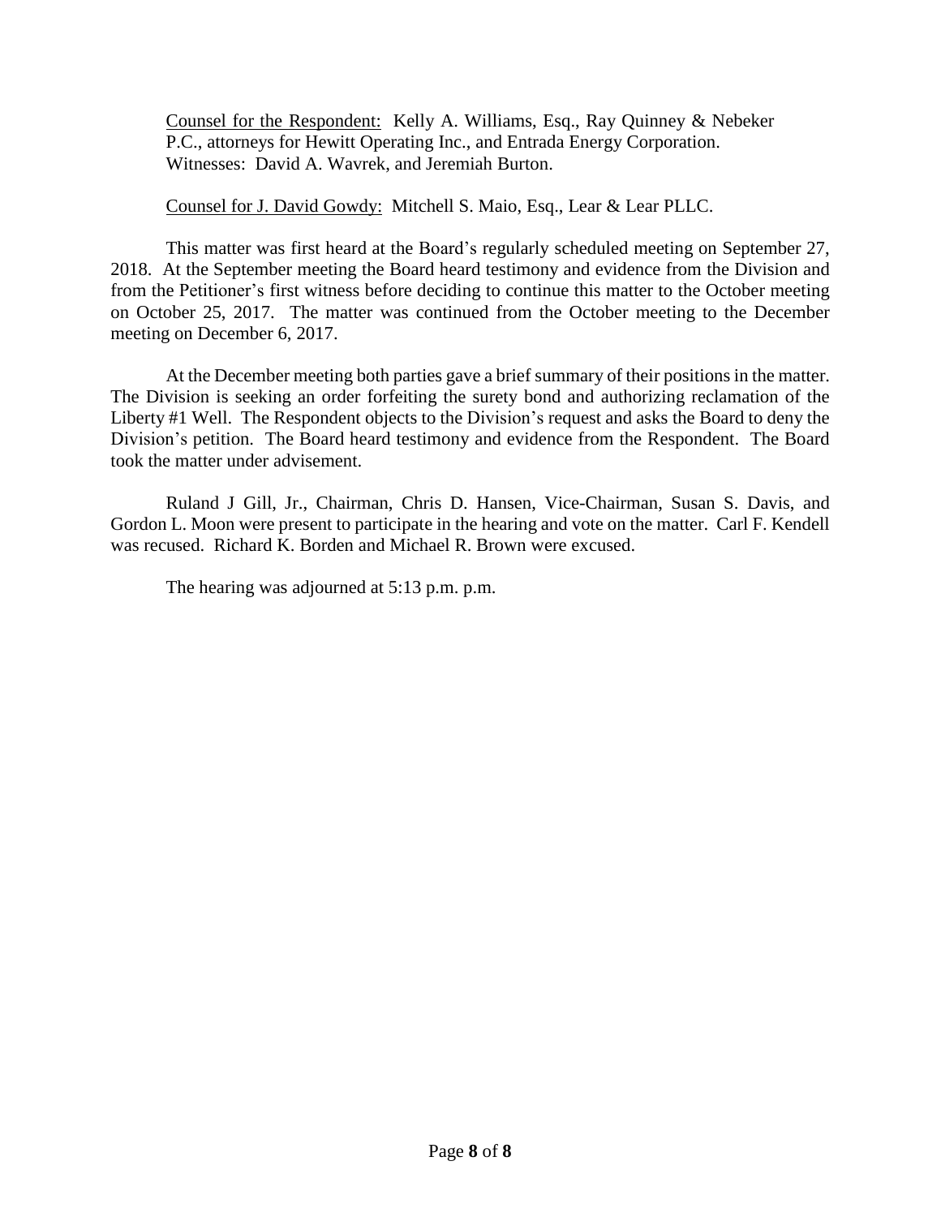Counsel for the Respondent: Kelly A. Williams, Esq., Ray Quinney & Nebeker P.C., attorneys for Hewitt Operating Inc., and Entrada Energy Corporation. Witnesses: David A. Wavrek, and Jeremiah Burton.

Counsel for J. David Gowdy: Mitchell S. Maio, Esq., Lear & Lear PLLC.

This matter was first heard at the Board's regularly scheduled meeting on September 27, 2018. At the September meeting the Board heard testimony and evidence from the Division and from the Petitioner's first witness before deciding to continue this matter to the October meeting on October 25, 2017. The matter was continued from the October meeting to the December meeting on December 6, 2017.

At the December meeting both parties gave a brief summary of their positions in the matter. The Division is seeking an order forfeiting the surety bond and authorizing reclamation of the Liberty #1 Well. The Respondent objects to the Division's request and asks the Board to deny the Division's petition. The Board heard testimony and evidence from the Respondent. The Board took the matter under advisement.

Ruland J Gill, Jr., Chairman, Chris D. Hansen, Vice-Chairman, Susan S. Davis, and Gordon L. Moon were present to participate in the hearing and vote on the matter. Carl F. Kendell was recused. Richard K. Borden and Michael R. Brown were excused.

The hearing was adjourned at 5:13 p.m. p.m.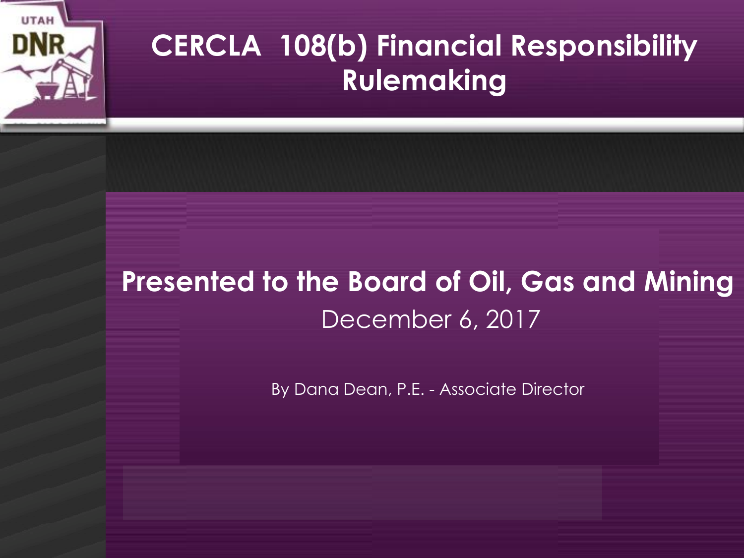# CERCLA 108(b) Financial Responsibility Rulemaking

## Presented to the Board of Oil, Gas and Mining

December 6, 2017

By Dana Dean, P.E. - Associate Director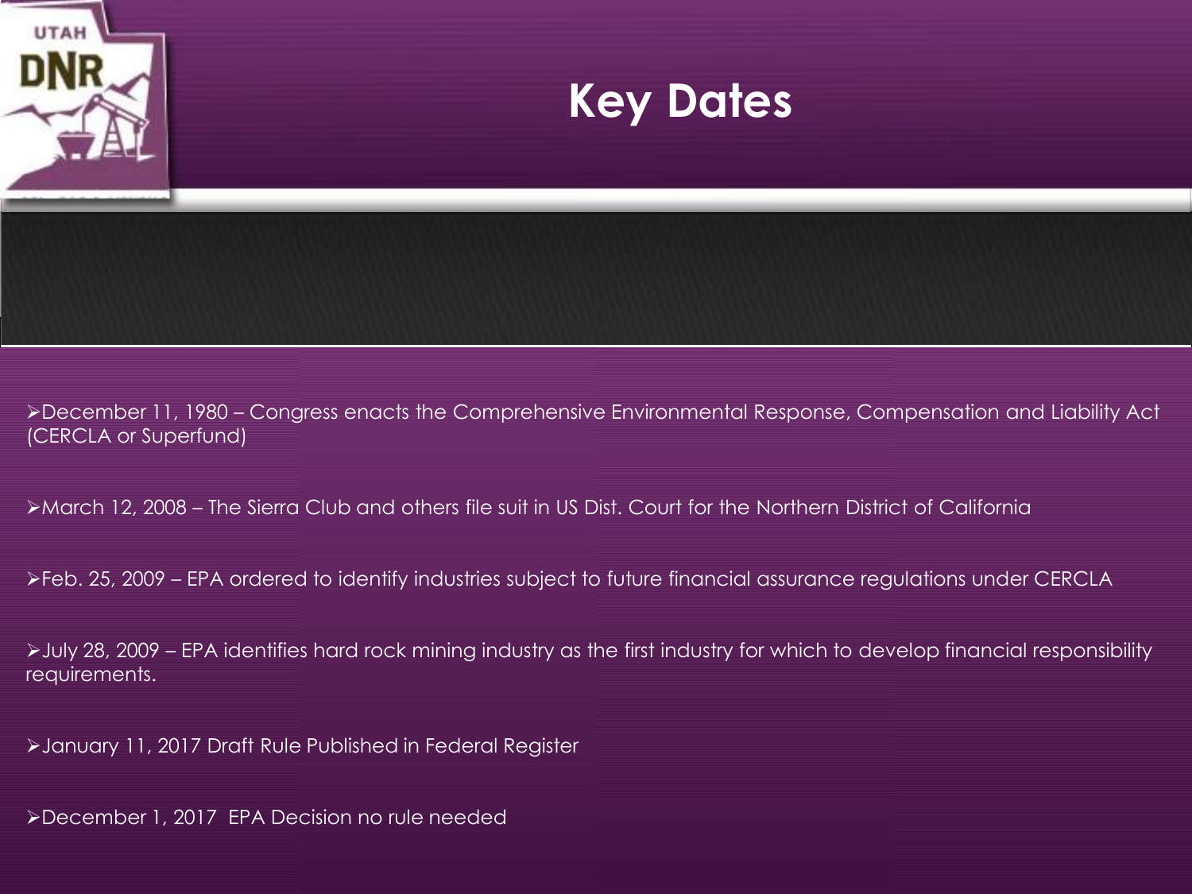# Key Dates

- December 11, 1980 – Congress enacts the Comprehensive Environmental Response, Compensation and Liability Act (CERCLA or Superfund)
- March 12, 2008 – The Sierra Club and others file suit in US Dist. Court for the Northern District of California
- Feb. 25, 2009 – EPA ordered to identify industries subject to future financial assurance regulations under CERCLA
- July 28, 2009 – EPA identifies hard rock mining industry as the first industry for which to develop financial responsibility requirements.
- January 11, 2017 Draft Rule Published in Federal Register
- December 1, 2017 EPA Decision no rule needed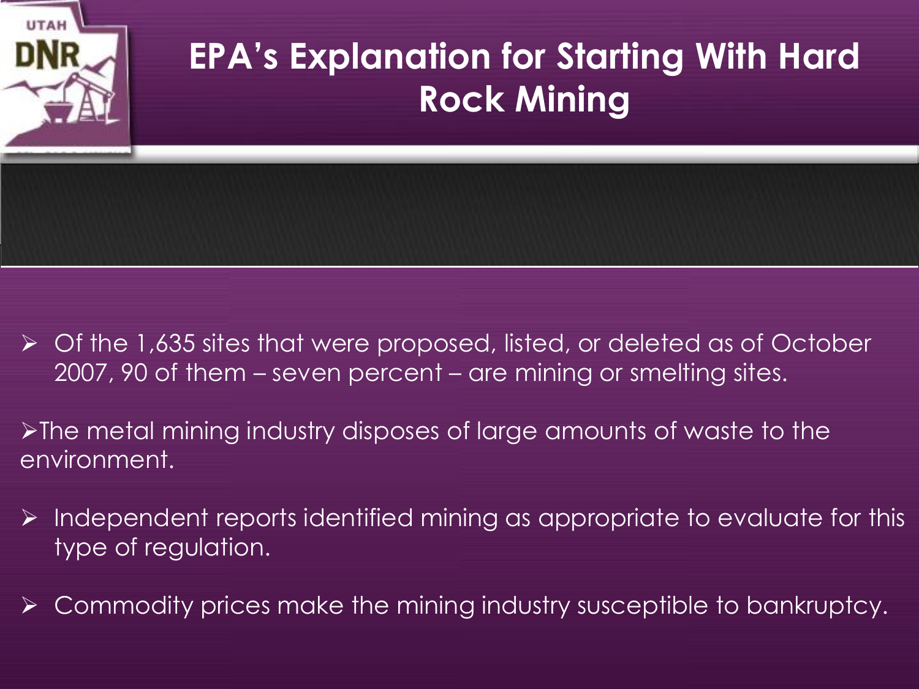# EPA's Explanation for Starting With Hard Rock Mining

- Of the 1,635 sites that were proposed, listed, or deleted as of October 2007, 90 of them – seven percent – are mining or smelting sites.
- The metal mining industry disposes of large amounts of waste to the environment.
- Independent reports identified mining as appropriate to evaluate for this type of regulation.
- Commodity prices make the mining industry susceptible to bankruptcy.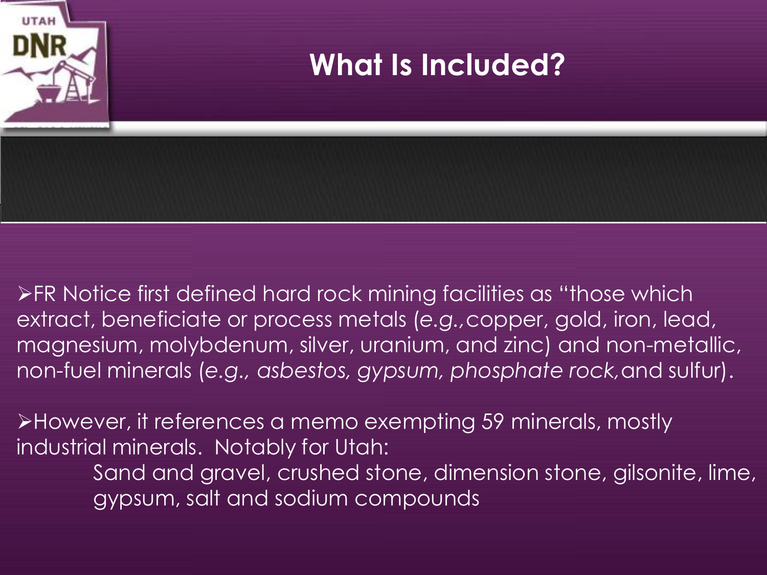# What Is Included?

- FR Notice first defined hard rock mining facilities as "those which extract, beneficiate or process metals (*e.g.,* copper, gold, iron, lead, magnesium, molybdenum, silver, uranium, and zinc) and non-metallic, non-fuel minerals (*e.g., asbestos, gypsum, phosphate rock,* and sulfur).

- However, it references a memo exempting 59 minerals, mostly industrial minerals. Notably for Utah:

  Sand and gravel, crushed stone, dimension stone, gilsonite, lime, gypsum, salt and sodium compounds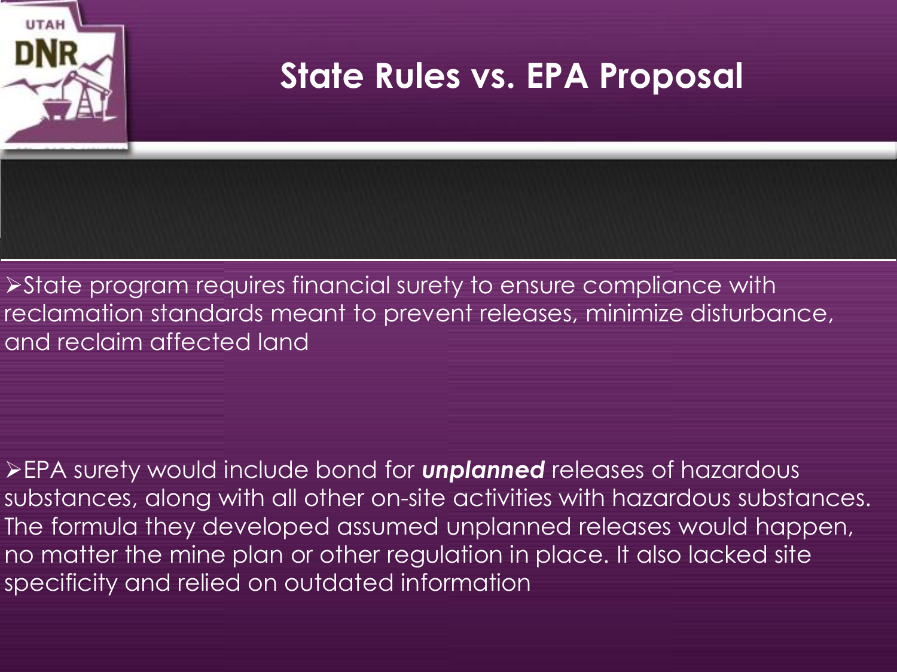# State Rules vs. EPA Proposal

- State program requires financial surety to ensure compliance with reclamation standards meant to prevent releases, minimize disturbance, and reclaim affected land

- EPA surety would include bond for ***unplanned*** releases of hazardous substances, along with all other on-site activities with hazardous substances. The formula they developed assumed unplanned releases would happen, no matter the mine plan or other regulation in place. It also lacked site specificity and relied on outdated information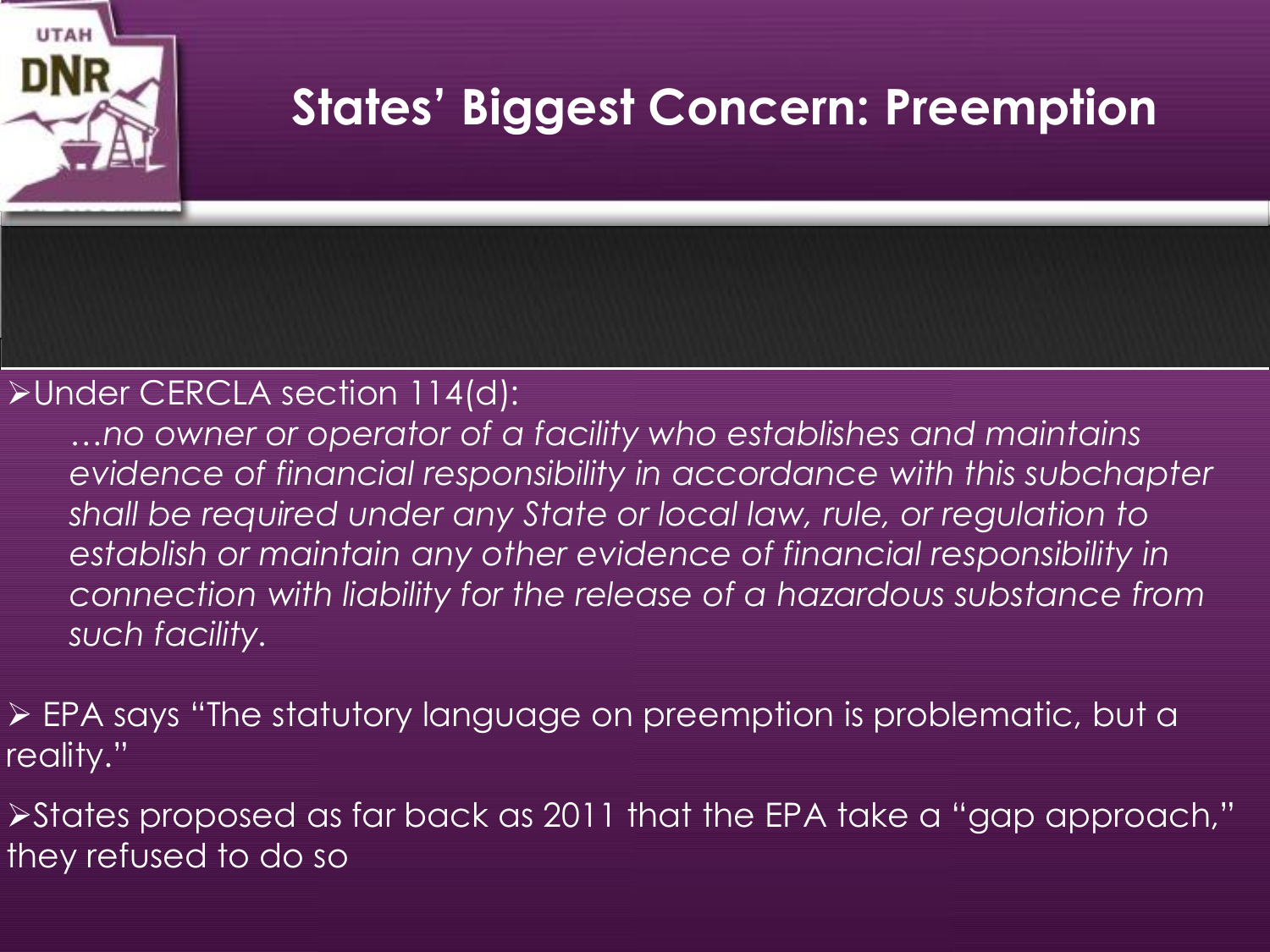# States' Biggest Concern: Preemption

- Under CERCLA section 114(d):

  *…no owner or operator of a facility who establishes and maintains evidence of financial responsibility in accordance with this subchapter shall be required under any State or local law, rule, or regulation to establish or maintain any other evidence of financial responsibility in connection with liability for the release of a hazardous substance from such facility.*

- EPA says "The statutory language on preemption is problematic, but a reality."

- States proposed as far back as 2011 that the EPA take a "gap approach," they refused to do so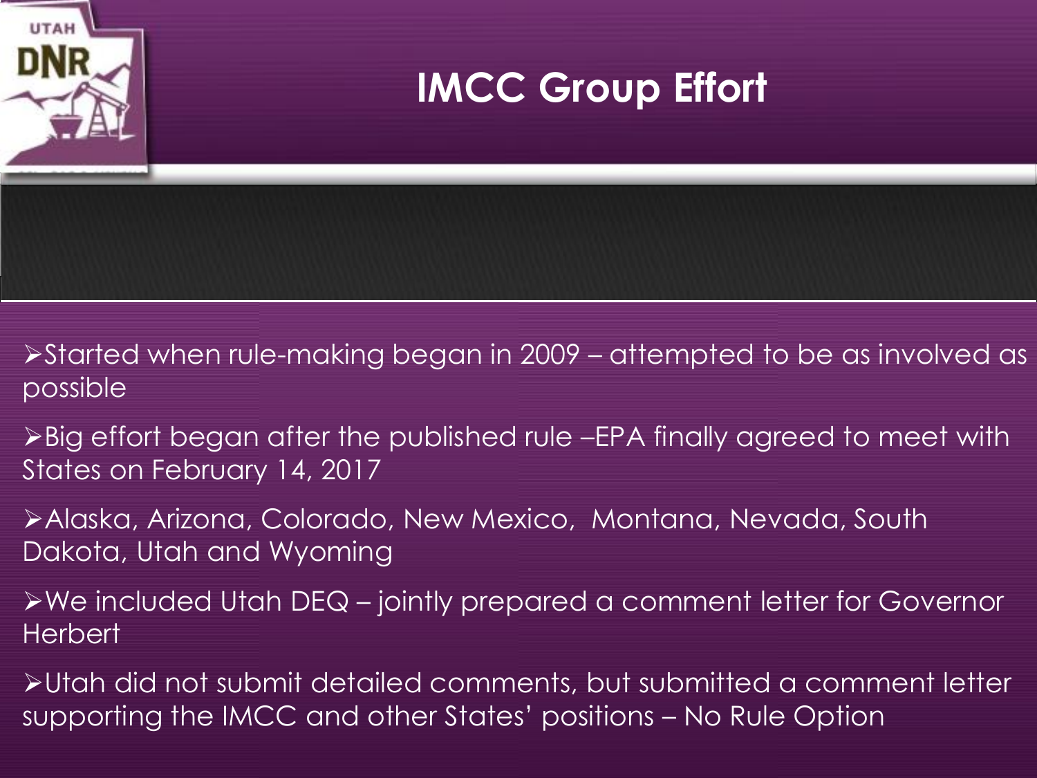# IMCC Group Effort

- Started when rule-making began in 2009 – attempted to be as involved as possible
- Big effort began after the published rule –EPA finally agreed to meet with States on February 14, 2017
- Alaska, Arizona, Colorado, New Mexico, Montana, Nevada, South Dakota, Utah and Wyoming
- We included Utah DEQ – jointly prepared a comment letter for Governor Herbert
- Utah did not submit detailed comments, but submitted a comment letter supporting the IMCC and other States' positions – No Rule Option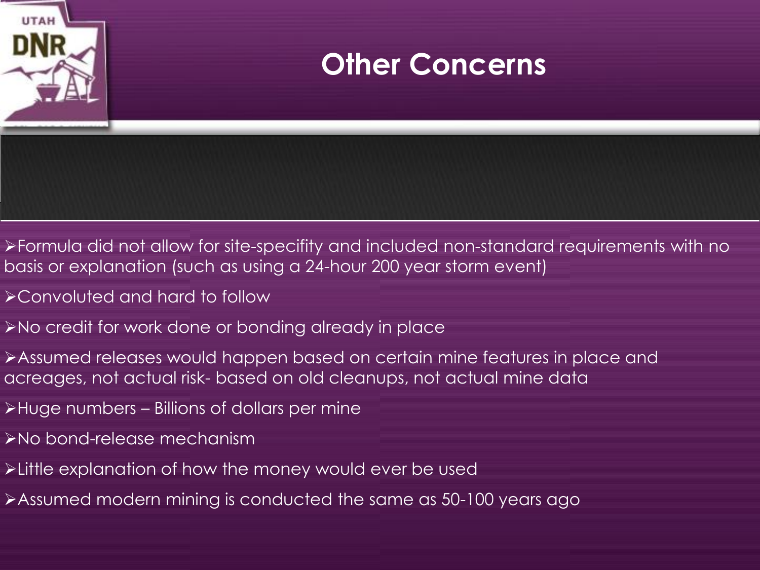# Other Concerns

- Formula did not allow for site-specifity and included non-standard requirements with no basis or explanation (such as using a 24-hour 200 year storm event)
- Convoluted and hard to follow
- No credit for work done or bonding already in place
- Assumed releases would happen based on certain mine features in place and acreages, not actual risk- based on old cleanups, not actual mine data
- Huge numbers – Billions of dollars per mine
- No bond-release mechanism
- Little explanation of how the money would ever be used
- Assumed modern mining is conducted the same as 50-100 years ago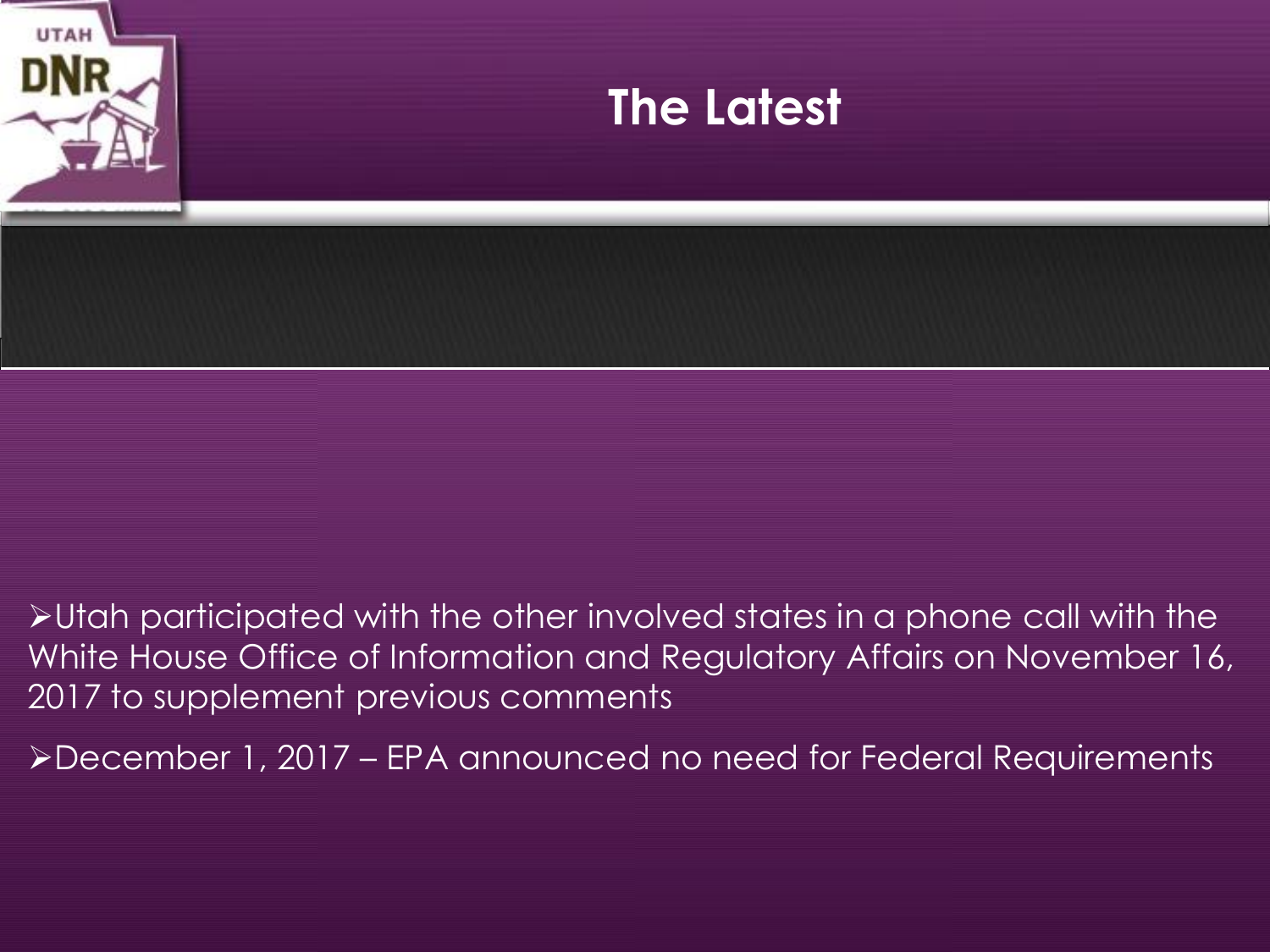# The Latest

- Utah participated with the other involved states in a phone call with the White House Office of Information and Regulatory Affairs on November 16, 2017 to supplement previous comments
- December 1, 2017 – EPA announced no need for Federal Requirements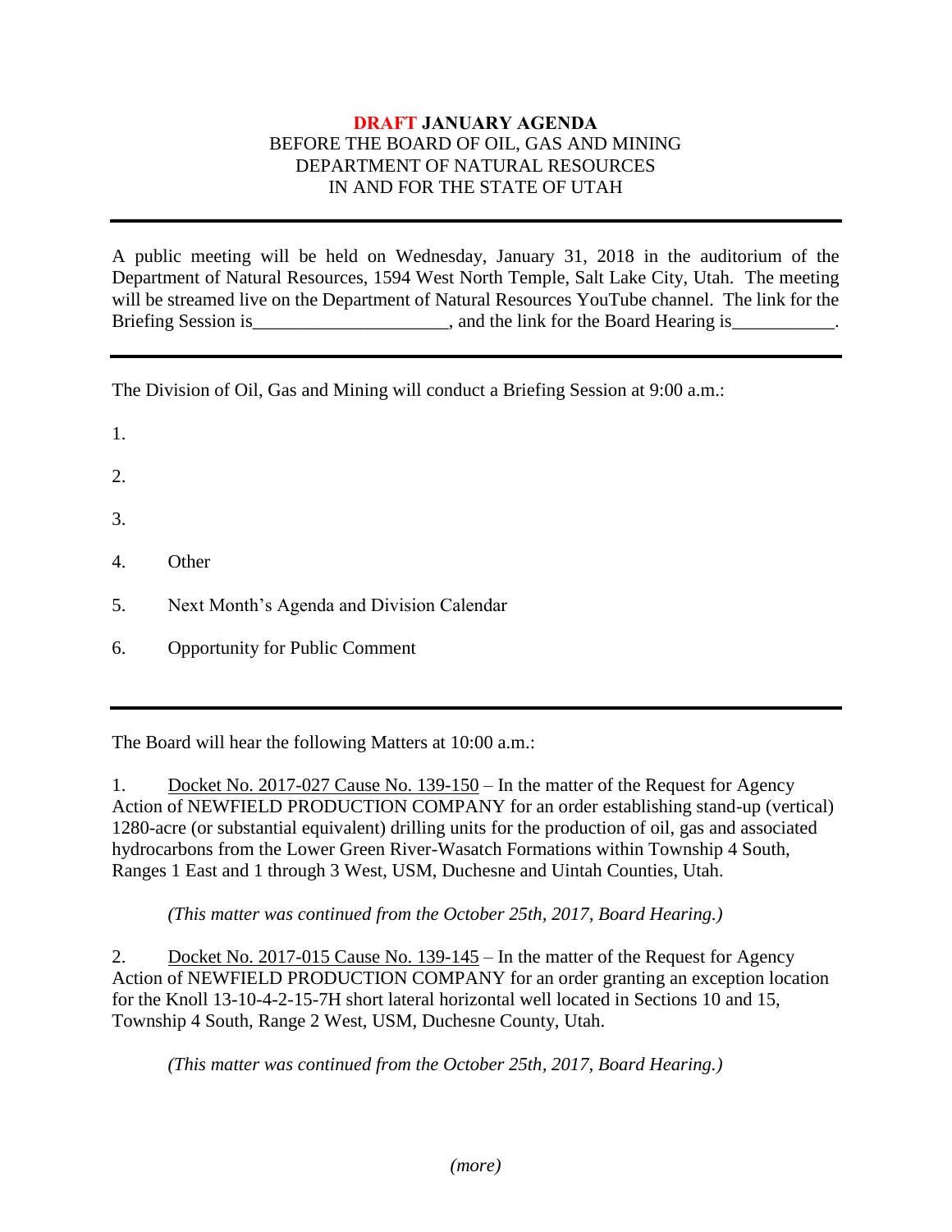**DRAFT JANUARY AGENDA**
BEFORE THE BOARD OF OIL, GAS AND MINING
DEPARTMENT OF NATURAL RESOURCES
IN AND FOR THE STATE OF UTAH

---

A public meeting will be held on Wednesday, January 31, 2018 in the auditorium of the Department of Natural Resources, 1594 West North Temple, Salt Lake City, Utah. The meeting will be streamed live on the Department of Natural Resources YouTube channel. The link for the Briefing Session is_____________________, and the link for the Board Hearing is___________.

---

The Division of Oil, Gas and Mining will conduct a Briefing Session at 9:00 a.m.:

1.

2.

3.

4. Other

5. Next Month's Agenda and Division Calendar

6. Opportunity for Public Comment

---

The Board will hear the following Matters at 10:00 a.m.:

1. Docket No. 2017-027 Cause No. 139-150 – In the matter of the Request for Agency Action of NEWFIELD PRODUCTION COMPANY for an order establishing stand-up (vertical) 1280-acre (or substantial equivalent) drilling units for the production of oil, gas and associated hydrocarbons from the Lower Green River-Wasatch Formations within Township 4 South, Ranges 1 East and 1 through 3 West, USM, Duchesne and Uintah Counties, Utah.

   *(This matter was continued from the October 25th, 2017, Board Hearing.)*

2. Docket No. 2017-015 Cause No. 139-145 – In the matter of the Request for Agency Action of NEWFIELD PRODUCTION COMPANY for an order granting an exception location for the Knoll 13-10-4-2-15-7H short lateral horizontal well located in Sections 10 and 15, Township 4 South, Range 2 West, USM, Duchesne County, Utah.

   *(This matter was continued from the October 25th, 2017, Board Hearing.)*

*(more)*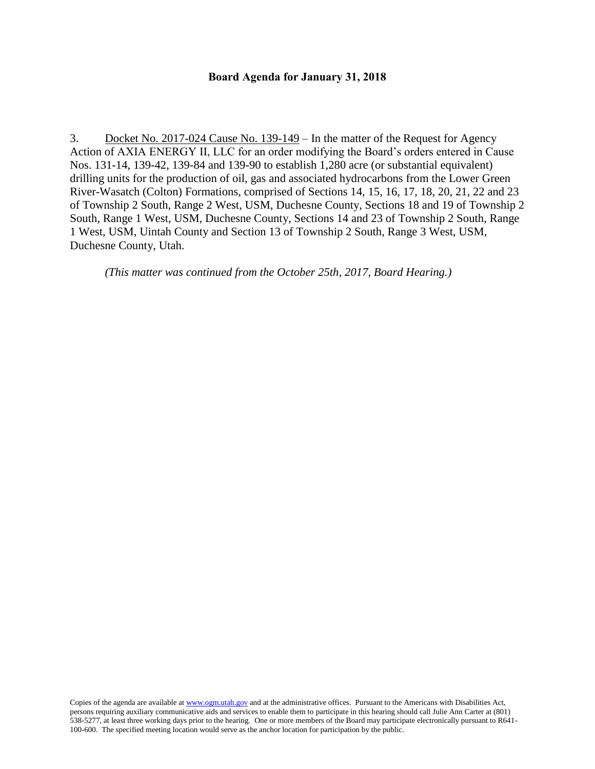**Board Agenda for January 31, 2018**

3. Docket No. 2017-024 Cause No. 139-149 – In the matter of the Request for Agency Action of AXIA ENERGY II, LLC for an order modifying the Board's orders entered in Cause Nos. 131-14, 139-42, 139-84 and 139-90 to establish 1,280 acre (or substantial equivalent) drilling units for the production of oil, gas and associated hydrocarbons from the Lower Green River-Wasatch (Colton) Formations, comprised of Sections 14, 15, 16, 17, 18, 20, 21, 22 and 23 of Township 2 South, Range 2 West, USM, Duchesne County, Sections 18 and 19 of Township 2 South, Range 1 West, USM, Duchesne County, Sections 14 and 23 of Township 2 South, Range 1 West, USM, Uintah County and Section 13 of Township 2 South, Range 3 West, USM, Duchesne County, Utah.

*(This matter was continued from the October 25th, 2017, Board Hearing.)*

Copies of the agenda are available at www.ogm.utah.gov and at the administrative offices. Pursuant to the Americans with Disabilities Act, persons requiring auxiliary communicative aids and services to enable them to participate in this hearing should call Julie Ann Carter at (801) 538-5277, at least three working days prior to the hearing. One or more members of the Board may participate electronically pursuant to R641-100-600. The specified meeting location would serve as the anchor location for participation by the public.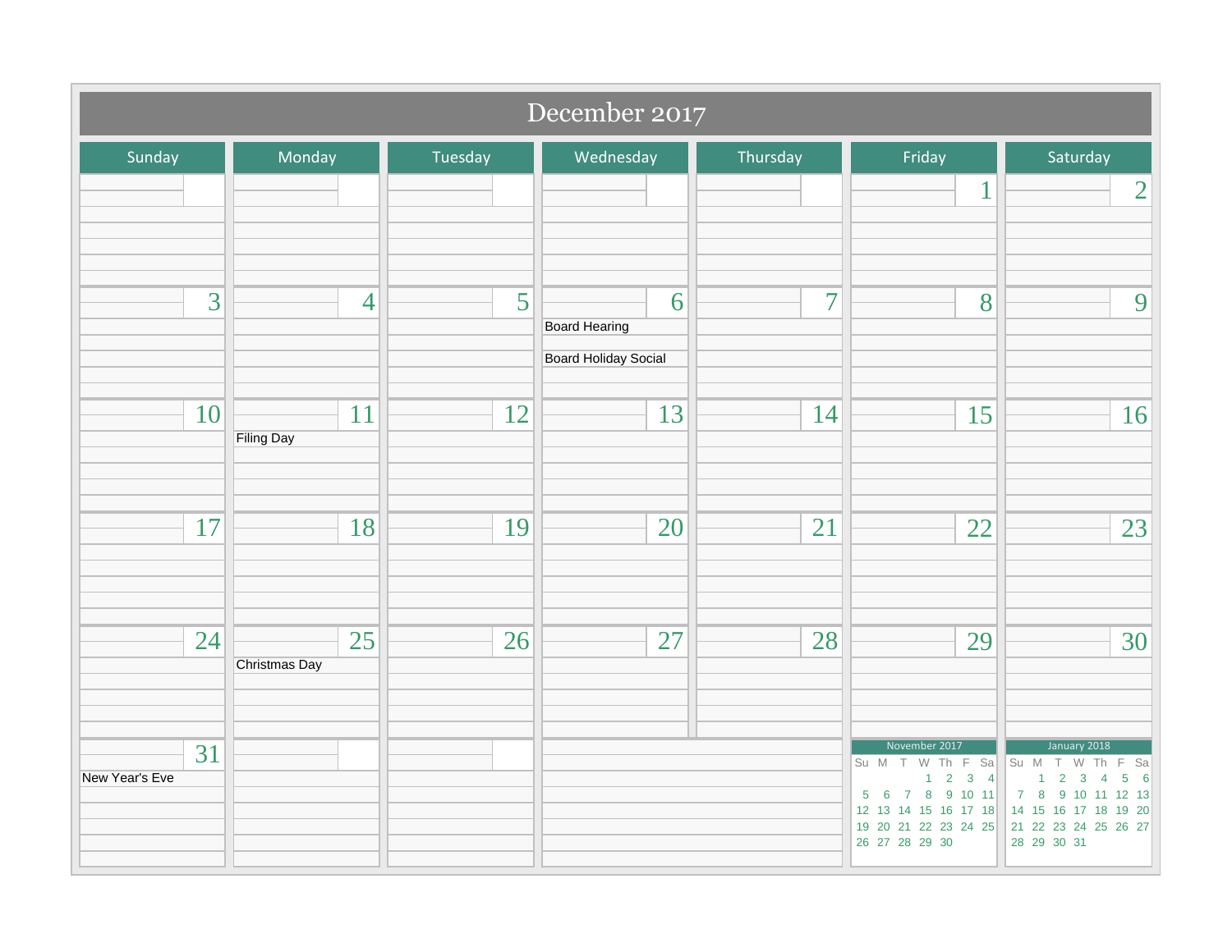# December 2017

| Sunday | Monday | Tuesday | Wednesday | Thursday | Friday | Saturday |
|---|---|---|---|---|---|---|
| | | | | | 1 | 2 |
| 3 | 4 | 5 | 6<br>Board Hearing<br>Board Holiday Social | 7 | 8 | 9 |
| 10 | 11<br>Filing Day | 12 | 13 | 14 | 15 | 16 |
| 17 | 18 | 19 | 20 | 21 | 22 | 23 |
| 24 | 25<br>Christmas Day | 26 | 27 | 28 | 29 | 30 |
| 31<br>New Year's Eve | | | | | | |

**November 2017**

| Su | M | T | W | Th | F | Sa |
|---|---|---|---|---|---|---|
| | | | 1 | 2 | 3 | 4 |
| 5 | 6 | 7 | 8 | 9 | 10 | 11 |
| 12 | 13 | 14 | 15 | 16 | 17 | 18 |
| 19 | 20 | 21 | 22 | 23 | 24 | 25 |
| 26 | 27 | 28 | 29 | 30 | | |

**January 2018**

| Su | M | T | W | Th | F | Sa |
|---|---|---|---|---|---|---|
| | 1 | 2 | 3 | 4 | 5 | 6 |
| 7 | 8 | 9 | 10 | 11 | 12 | 13 |
| 14 | 15 | 16 | 17 | 18 | 19 | 20 |
| 21 | 22 | 23 | 24 | 25 | 26 | 27 |
| 28 | 29 | 30 | 31 | | | |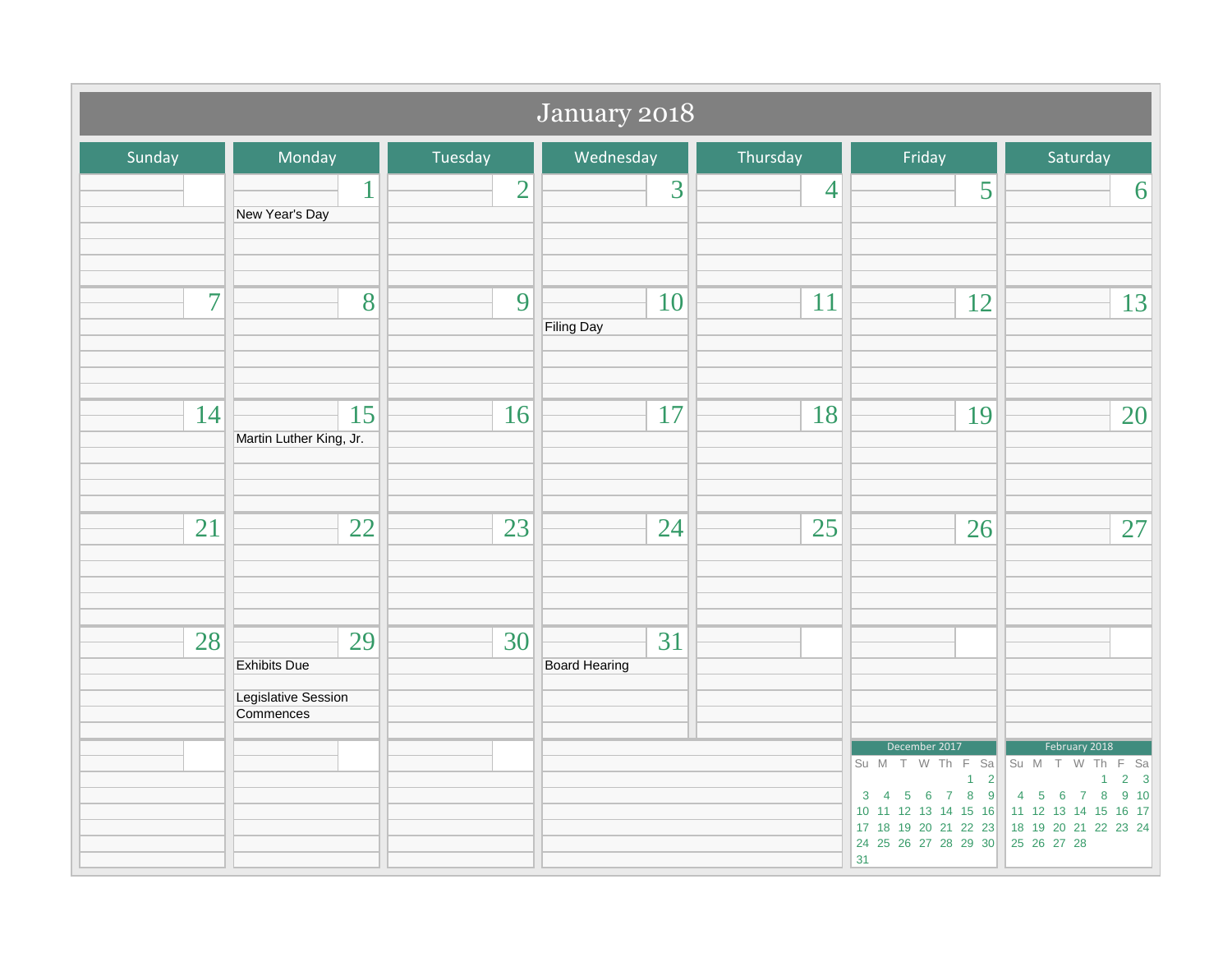# January 2018

| Sunday | Monday | Tuesday | Wednesday | Thursday | Friday | Saturday |
|---|---|---|---|---|---|---|
| | 1<br>New Year's Day | 2 | 3 | 4 | 5 | 6 |
| 7 | 8 | 9 | 10<br>Filing Day | 11 | 12 | 13 |
| 14 | 15<br>Martin Luther King, Jr. | 16 | 17 | 18 | 19 | 20 |
| 21 | 22 | 23 | 24 | 25 | 26 | 27 |
| 28 | 29<br>Exhibits Due<br>Legislative Session Commences | 30 | 31<br>Board Hearing | | | |

**December 2017**

| Su | M | T | W | Th | F | Sa |
|---|---|---|---|---|---|---|
| | | | | | 1 | 2 |
| 3 | 4 | 5 | 6 | 7 | 8 | 9 |
| 10 | 11 | 12 | 13 | 14 | 15 | 16 |
| 17 | 18 | 19 | 20 | 21 | 22 | 23 |
| 24 | 25 | 26 | 27 | 28 | 29 | 30 |
| 31 | | | | | | |

**February 2018**

| Su | M | T | W | Th | F | Sa |
|---|---|---|---|---|---|---|
| | | | | 1 | 2 | 3 |
| 4 | 5 | 6 | 7 | 8 | 9 | 10 |
| 11 | 12 | 13 | 14 | 15 | 16 | 17 |
| 18 | 19 | 20 | 21 | 22 | 23 | 24 |
| 25 | 26 | 27 | 28 | | | |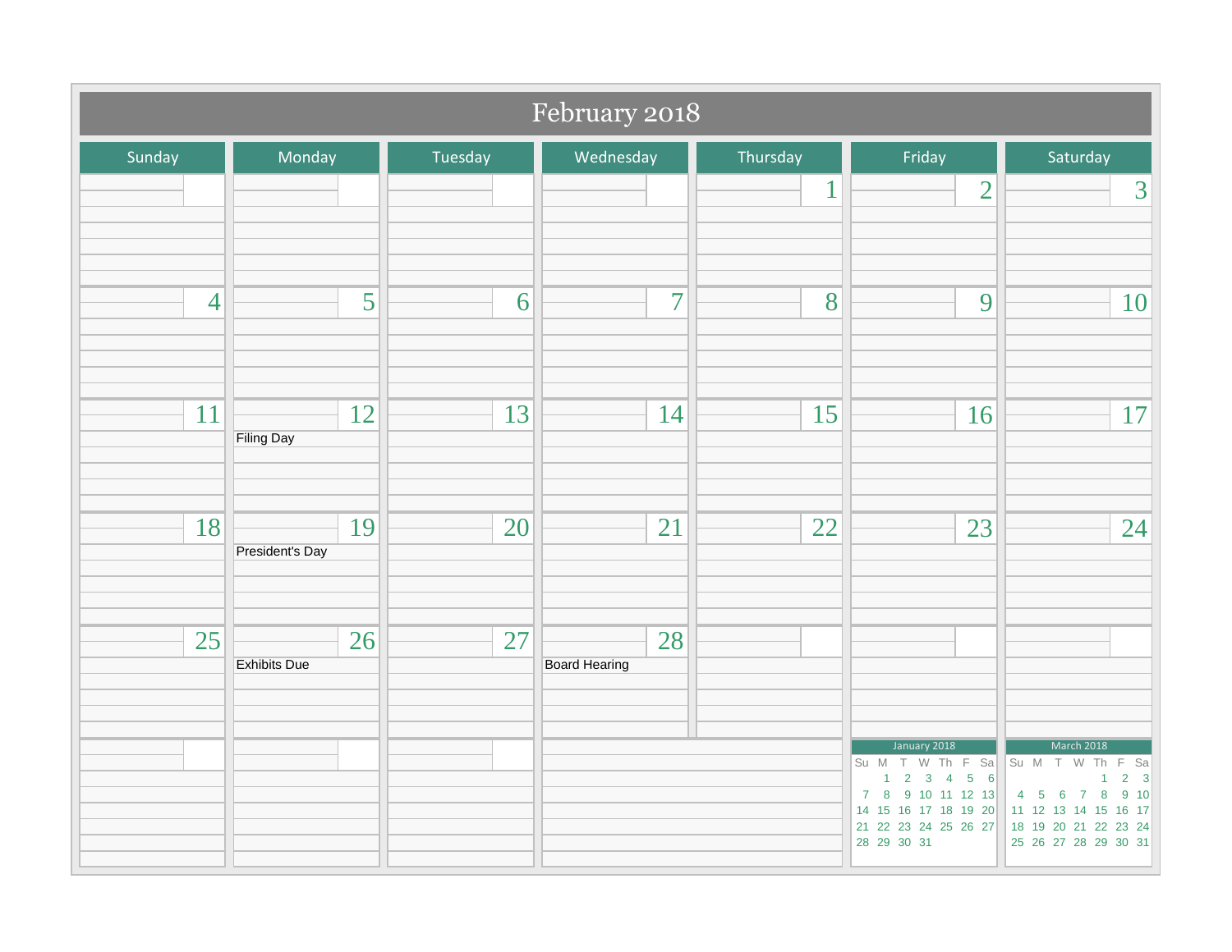# February 2018

| Sunday | Monday | Tuesday | Wednesday | Thursday | Friday | Saturday |
|---|---|---|---|---|---|---|
| | | | | 1 | 2 | 3 |
| 4 | 5 | 6 | 7 | 8 | 9 | 10 |
| 11 | 12 Filing Day | 13 | 14 | 15 | 16 | 17 |
| 18 | 19 President's Day | 20 | 21 | 22 | 23 | 24 |
| 25 | 26 Exhibits Due | 27 | 28 Board Hearing | | | |

January 2018

| Su | M | T | W | Th | F | Sa |
|---|---|---|---|---|---|---|
| | 1 | 2 | 3 | 4 | 5 | 6 |
| 7 | 8 | 9 | 10 | 11 | 12 | 13 |
| 14 | 15 | 16 | 17 | 18 | 19 | 20 |
| 21 | 22 | 23 | 24 | 25 | 26 | 27 |
| 28 | 29 | 30 | 31 | | | |

March 2018

| Su | M | T | W | Th | F | Sa |
|---|---|---|---|---|---|---|
| | | | | 1 | 2 | 3 |
| 4 | 5 | 6 | 7 | 8 | 9 | 10 |
| 11 | 12 | 13 | 14 | 15 | 16 | 17 |
| 18 | 19 | 20 | 21 | 22 | 23 | 24 |
| 25 | 26 | 27 | 28 | 29 | 30 | 31 |